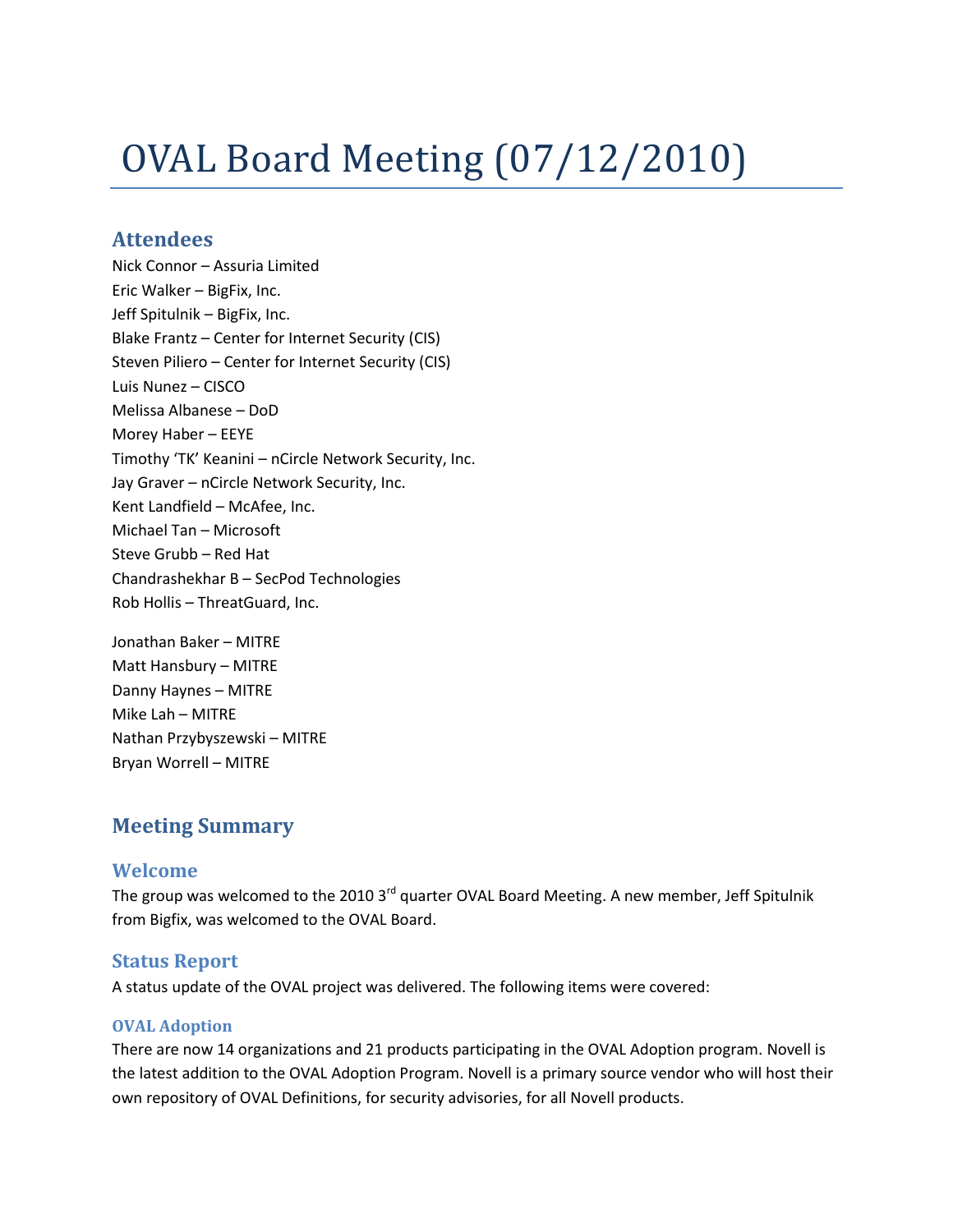# OVAL Board Meeting (07/12/2010)

## Attendees

Nick Connor – Assuria Limited
Eric Walker – BigFix, Inc.
Jeff Spitulnik – BigFix, Inc.
Blake Frantz – Center for Internet Security (CIS)
Steven Piliero – Center for Internet Security (CIS)
Luis Nunez – CISCO
Melissa Albanese – DoD
Morey Haber – EEYE
Timothy 'TK' Keanini – nCircle Network Security, Inc.
Jay Graver – nCircle Network Security, Inc.
Kent Landfield – McAfee, Inc.
Michael Tan – Microsoft
Steve Grubb – Red Hat
Chandrashekhar B – SecPod Technologies
Rob Hollis – ThreatGuard, Inc.

Jonathan Baker – MITRE
Matt Hansbury – MITRE
Danny Haynes – MITRE
Mike Lah – MITRE
Nathan Przybyszewski – MITRE
Bryan Worrell – MITRE

## Meeting Summary

### Welcome

The group was welcomed to the 2010 3rd quarter OVAL Board Meeting. A new member, Jeff Spitulnik from Bigfix, was welcomed to the OVAL Board.

### Status Report

A status update of the OVAL project was delivered. The following items were covered:

#### OVAL Adoption

There are now 14 organizations and 21 products participating in the OVAL Adoption program. Novell is the latest addition to the OVAL Adoption Program. Novell is a primary source vendor who will host their own repository of OVAL Definitions, for security advisories, for all Novell products.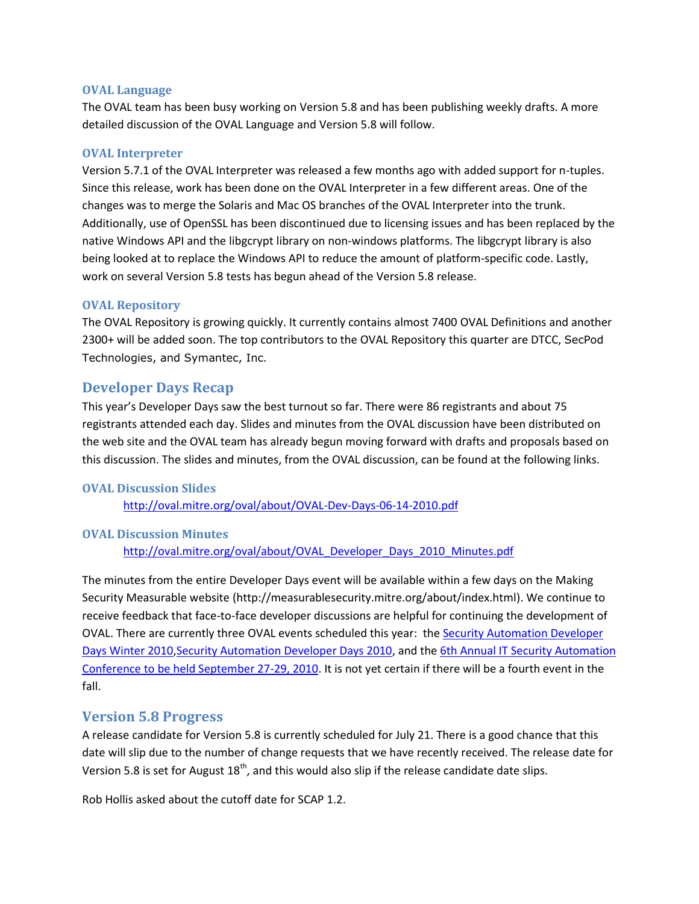### OVAL Language

The OVAL team has been busy working on Version 5.8 and has been publishing weekly drafts. A more detailed discussion of the OVAL Language and Version 5.8 will follow.

### OVAL Interpreter

Version 5.7.1 of the OVAL Interpreter was released a few months ago with added support for n-tuples. Since this release, work has been done on the OVAL Interpreter in a few different areas. One of the changes was to merge the Solaris and Mac OS branches of the OVAL Interpreter into the trunk. Additionally, use of OpenSSL has been discontinued due to licensing issues and has been replaced by the native Windows API and the libgcrypt library on non-windows platforms. The libgcrypt library is also being looked at to replace the Windows API to reduce the amount of platform-specific code. Lastly, work on several Version 5.8 tests has begun ahead of the Version 5.8 release.

### OVAL Repository

The OVAL Repository is growing quickly. It currently contains almost 7400 OVAL Definitions and another 2300+ will be added soon. The top contributors to the OVAL Repository this quarter are DTCC, SecPod Technologies, and Symantec, Inc.

## Developer Days Recap

This year's Developer Days saw the best turnout so far. There were 86 registrants and about 75 registrants attended each day. Slides and minutes from the OVAL discussion have been distributed on the web site and the OVAL team has already begun moving forward with drafts and proposals based on this discussion. The slides and minutes, from the OVAL discussion, can be found at the following links.

### OVAL Discussion Slides

http://oval.mitre.org/oval/about/OVAL-Dev-Days-06-14-2010.pdf

### OVAL Discussion Minutes

http://oval.mitre.org/oval/about/OVAL_Developer_Days_2010_Minutes.pdf

The minutes from the entire Developer Days event will be available within a few days on the Making Security Measurable website (http://measurablesecurity.mitre.org/about/index.html). We continue to receive feedback that face-to-face developer discussions are helpful for continuing the development of OVAL. There are currently three OVAL events scheduled this year: the Security Automation Developer Days Winter 2010,Security Automation Developer Days 2010, and the 6th Annual IT Security Automation Conference to be held September 27-29, 2010. It is not yet certain if there will be a fourth event in the fall.

## Version 5.8 Progress

A release candidate for Version 5.8 is currently scheduled for July 21. There is a good chance that this date will slip due to the number of change requests that we have recently received. The release date for Version 5.8 is set for August 18th, and this would also slip if the release candidate date slips.

Rob Hollis asked about the cutoff date for SCAP 1.2.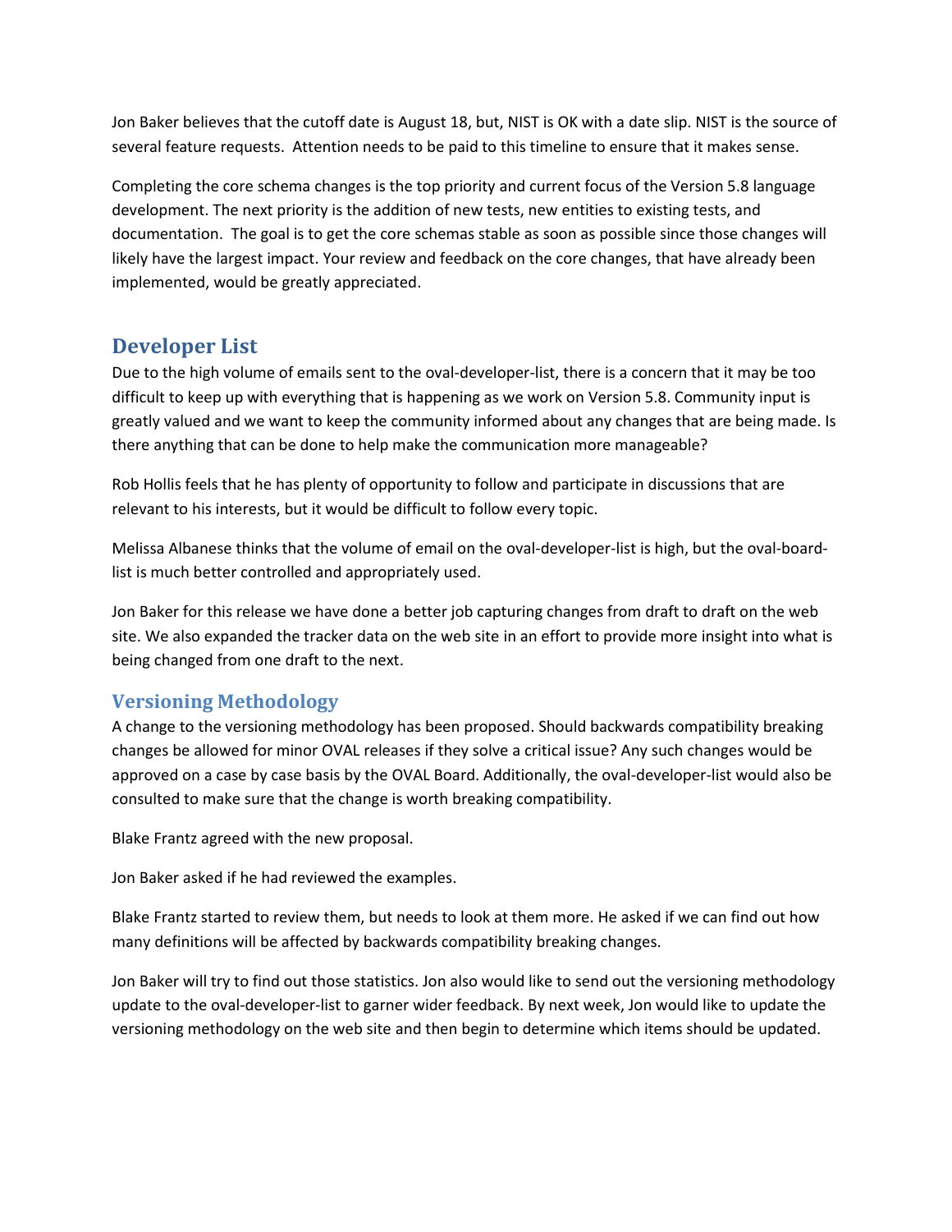Jon Baker believes that the cutoff date is August 18, but, NIST is OK with a date slip. NIST is the source of several feature requests. Attention needs to be paid to this timeline to ensure that it makes sense.

Completing the core schema changes is the top priority and current focus of the Version 5.8 language development. The next priority is the addition of new tests, new entities to existing tests, and documentation. The goal is to get the core schemas stable as soon as possible since those changes will likely have the largest impact. Your review and feedback on the core changes, that have already been implemented, would be greatly appreciated.

## Developer List

Due to the high volume of emails sent to the oval-developer-list, there is a concern that it may be too difficult to keep up with everything that is happening as we work on Version 5.8. Community input is greatly valued and we want to keep the community informed about any changes that are being made. Is there anything that can be done to help make the communication more manageable?

Rob Hollis feels that he has plenty of opportunity to follow and participate in discussions that are relevant to his interests, but it would be difficult to follow every topic.

Melissa Albanese thinks that the volume of email on the oval-developer-list is high, but the oval-board-list is much better controlled and appropriately used.

Jon Baker for this release we have done a better job capturing changes from draft to draft on the web site. We also expanded the tracker data on the web site in an effort to provide more insight into what is being changed from one draft to the next.

### Versioning Methodology

A change to the versioning methodology has been proposed. Should backwards compatibility breaking changes be allowed for minor OVAL releases if they solve a critical issue? Any such changes would be approved on a case by case basis by the OVAL Board. Additionally, the oval-developer-list would also be consulted to make sure that the change is worth breaking compatibility.

Blake Frantz agreed with the new proposal.

Jon Baker asked if he had reviewed the examples.

Blake Frantz started to review them, but needs to look at them more. He asked if we can find out how many definitions will be affected by backwards compatibility breaking changes.

Jon Baker will try to find out those statistics. Jon also would like to send out the versioning methodology update to the oval-developer-list to garner wider feedback. By next week, Jon would like to update the versioning methodology on the web site and then begin to determine which items should be updated.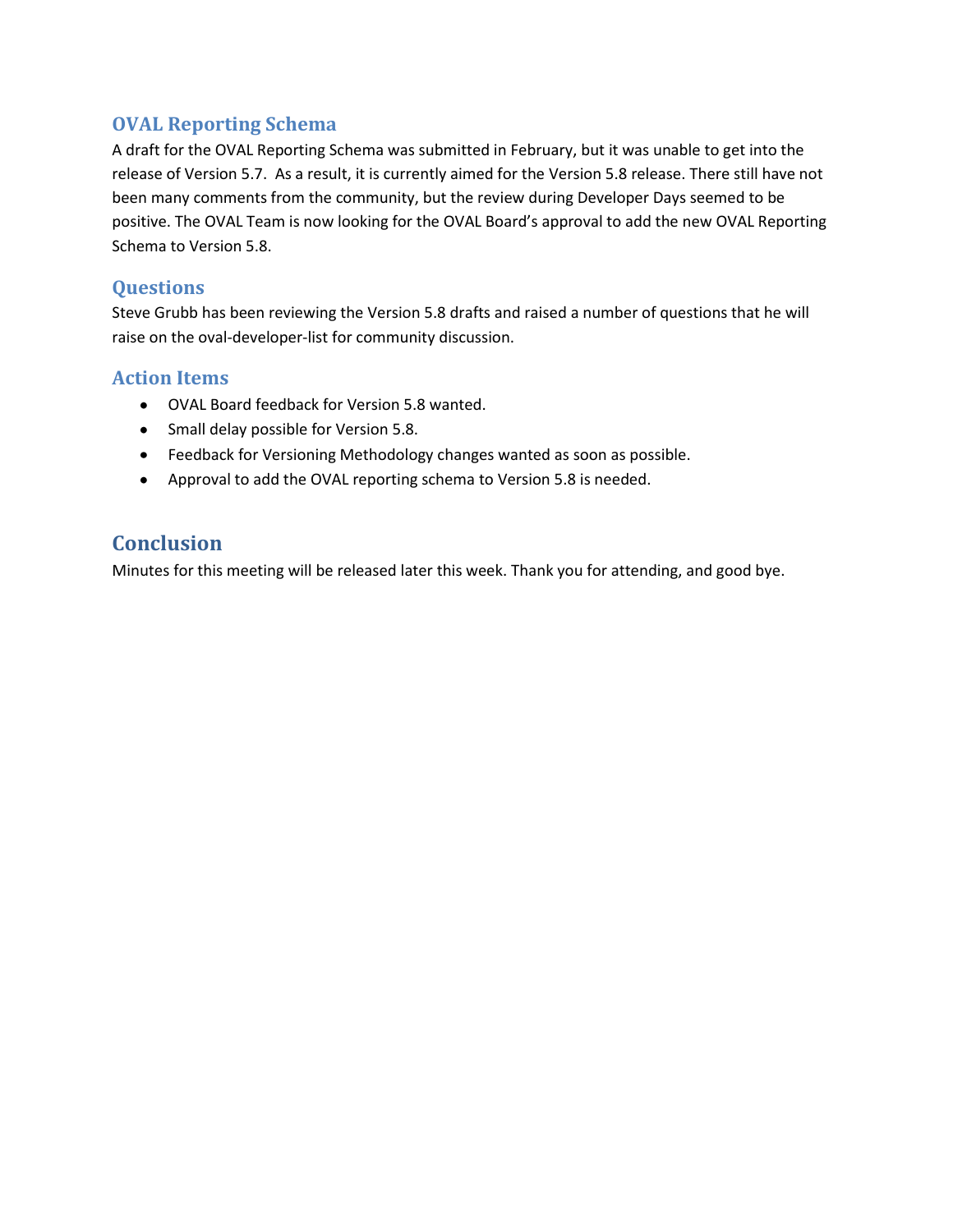### OVAL Reporting Schema

A draft for the OVAL Reporting Schema was submitted in February, but it was unable to get into the release of Version 5.7. As a result, it is currently aimed for the Version 5.8 release. There still have not been many comments from the community, but the review during Developer Days seemed to be positive. The OVAL Team is now looking for the OVAL Board's approval to add the new OVAL Reporting Schema to Version 5.8.

### Questions

Steve Grubb has been reviewing the Version 5.8 drafts and raised a number of questions that he will raise on the oval-developer-list for community discussion.

### Action Items

- OVAL Board feedback for Version 5.8 wanted.
- Small delay possible for Version 5.8.
- Feedback for Versioning Methodology changes wanted as soon as possible.
- Approval to add the OVAL reporting schema to Version 5.8 is needed.

## Conclusion

Minutes for this meeting will be released later this week. Thank you for attending, and good bye.